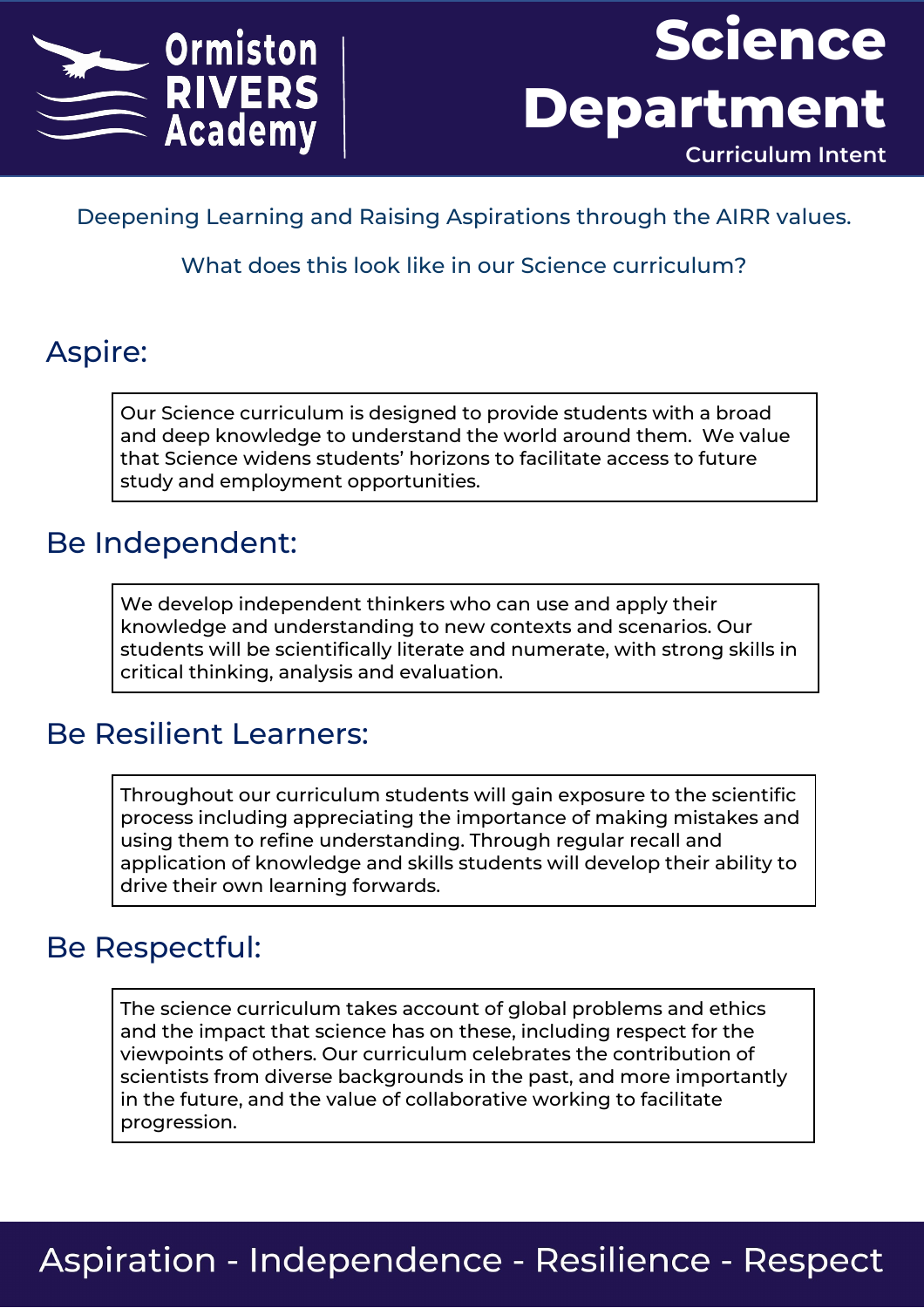Ormiston RIVERS Academy

# Science Department

Curriculum Intent

Deepening Learning and Raising Aspirations through the AIRR values.

What does this look like in our Science curriculum?

## Aspire:

Our Science curriculum is designed to provide students with a broad and deep knowledge to understand the world around them. We value that Science widens students' horizons to facilitate access to future study and employment opportunities.

## Be Independent:

We develop independent thinkers who can use and apply their knowledge and understanding to new contexts and scenarios. Our students will be scientifically literate and numerate, with strong skills in critical thinking, analysis and evaluation.

## Be Resilient Learners:

Throughout our curriculum students will gain exposure to the scientific process including appreciating the importance of making mistakes and using them to refine understanding. Through regular recall and application of knowledge and skills students will develop their ability to drive their own learning forwards.

## Be Respectful:

The science curriculum takes account of global problems and ethics and the impact that science has on these, including respect for the viewpoints of others. Our curriculum celebrates the contribution of scientists from diverse backgrounds in the past, and more importantly in the future, and the value of collaborative working to facilitate progression.

Aspiration - Independence - Resilience - Respect